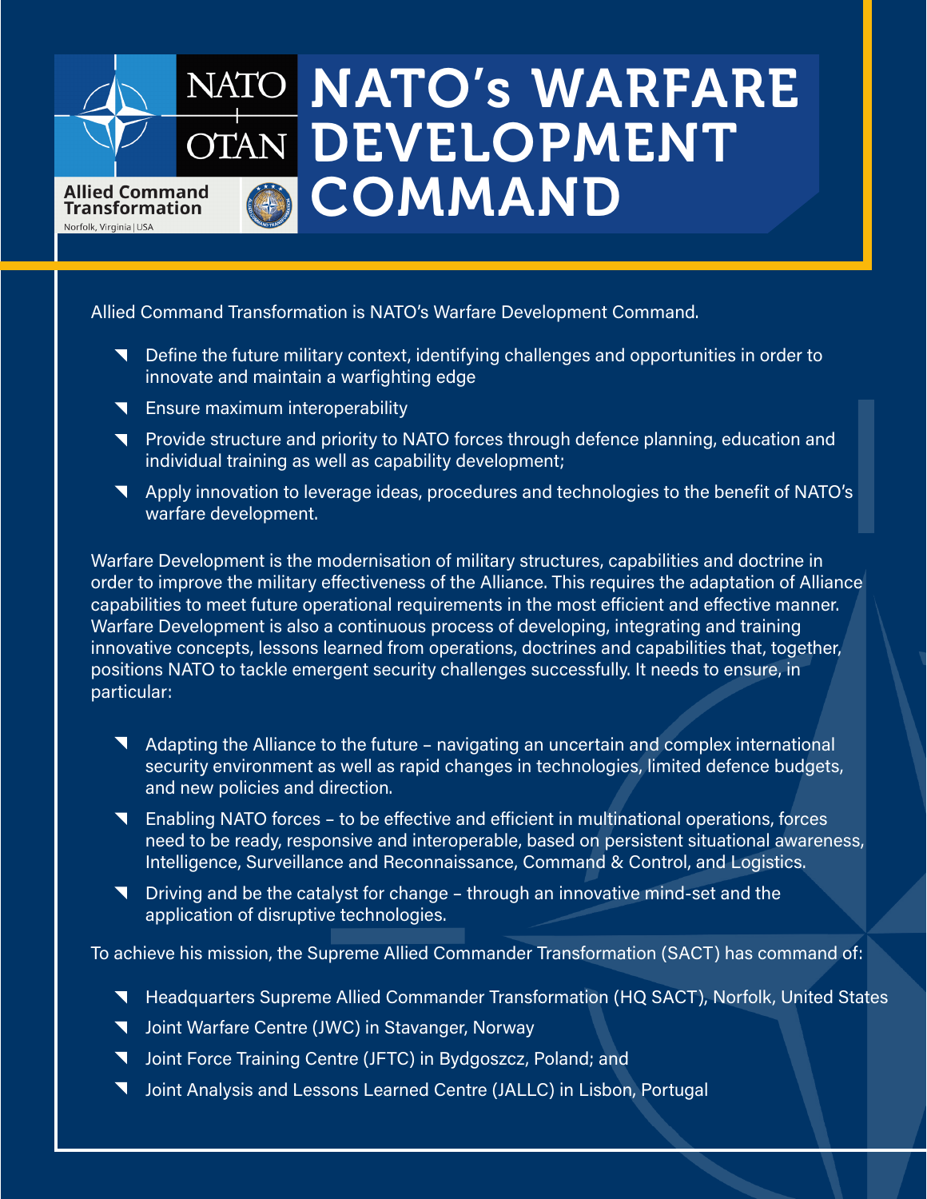NATO OTAN

Allied Command Transformation
Norfolk, Virginia | USA

# NATO's WARFARE DEVELOPMENT COMMAND

Allied Command Transformation is NATO's Warfare Development Command.

- Define the future military context, identifying challenges and opportunities in order to innovate and maintain a warfighting edge
- Ensure maximum interoperability
- Provide structure and priority to NATO forces through defence planning, education and individual training as well as capability development;
- Apply innovation to leverage ideas, procedures and technologies to the benefit of NATO's warfare development.

Warfare Development is the modernisation of military structures, capabilities and doctrine in order to improve the military effectiveness of the Alliance. This requires the adaptation of Alliance capabilities to meet future operational requirements in the most efficient and effective manner. Warfare Development is also a continuous process of developing, integrating and training innovative concepts, lessons learned from operations, doctrines and capabilities that, together, positions NATO to tackle emergent security challenges successfully. It needs to ensure, in particular:

- Adapting the Alliance to the future – navigating an uncertain and complex international security environment as well as rapid changes in technologies, limited defence budgets, and new policies and direction.
- Enabling NATO forces – to be effective and efficient in multinational operations, forces need to be ready, responsive and interoperable, based on persistent situational awareness, Intelligence, Surveillance and Reconnaissance, Command & Control, and Logistics.
- Driving and be the catalyst for change – through an innovative mind-set and the application of disruptive technologies.

To achieve his mission, the Supreme Allied Commander Transformation (SACT) has command of:

- Headquarters Supreme Allied Commander Transformation (HQ SACT), Norfolk, United States
- Joint Warfare Centre (JWC) in Stavanger, Norway
- Joint Force Training Centre (JFTC) in Bydgoszcz, Poland; and
- Joint Analysis and Lessons Learned Centre (JALLC) in Lisbon, Portugal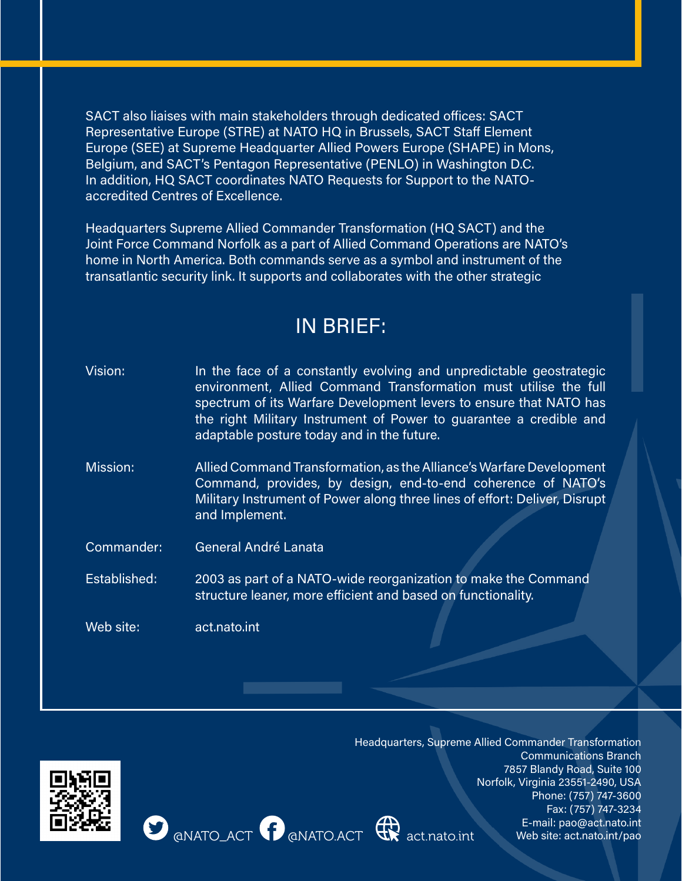SACT also liaises with main stakeholders through dedicated offices: SACT Representative Europe (STRE) at NATO HQ in Brussels, SACT Staff Element Europe (SEE) at Supreme Headquarter Allied Powers Europe (SHAPE) in Mons, Belgium, and SACT's Pentagon Representative (PENLO) in Washington D.C. In addition, HQ SACT coordinates NATO Requests for Support to the NATO-accredited Centres of Excellence.

Headquarters Supreme Allied Commander Transformation (HQ SACT) and the Joint Force Command Norfolk as a part of Allied Command Operations are NATO's home in North America. Both commands serve as a symbol and instrument of the transatlantic security link. It supports and collaborates with the other strategic

## IN BRIEF:

| | |
|---|---|
| Vision: | In the face of a constantly evolving and unpredictable geostrategic environment, Allied Command Transformation must utilise the full spectrum of its Warfare Development levers to ensure that NATO has the right Military Instrument of Power to guarantee a credible and adaptable posture today and in the future. |
| Mission: | Allied Command Transformation, as the Alliance's Warfare Development Command, provides, by design, end-to-end coherence of NATO's Military Instrument of Power along three lines of effort: Deliver, Disrupt and Implement. |
| Commander: | General André Lanata |
| Established: | 2003 as part of a NATO-wide reorganization to make the Command structure leaner, more efficient and based on functionality. |
| Web site: | act.nato.int |

@NATO_ACT @NATO.ACT act.nato.int

Headquarters, Supreme Allied Commander Transformation
Communications Branch
7857 Blandy Road, Suite 100
Norfolk, Virginia 23551-2490, USA
Phone: (757) 747-3600
Fax: (757) 747-3234
E-mail: pao@act.nato.int
Web site: act.nato.int/pao